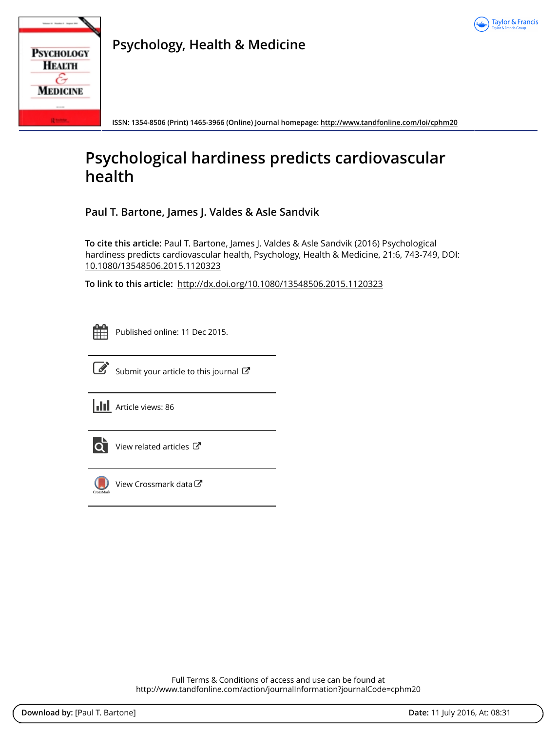Psychology, Health & Medicine

ISSN: 1354-8506 (Print) 1465-3966 (Online) Journal homepage: http://www.tandfonline.com/loi/cphm20

# Psychological hardiness predicts cardiovascular health

**Paul T. Bartone, James J. Valdes & Asle Sandvik**

**To cite this article:** Paul T. Bartone, James J. Valdes & Asle Sandvik (2016) Psychological hardiness predicts cardiovascular health, Psychology, Health & Medicine, 21:6, 743-749, DOI: 10.1080/13548506.2015.1120323

**To link to this article:** http://dx.doi.org/10.1080/13548506.2015.1120323

Published online: 11 Dec 2015.

Submit your article to this journal

Article views: 86

View related articles

View Crossmark data

Full Terms & Conditions of access and use can be found at http://www.tandfonline.com/action/journalInformation?journalCode=cphm20

**Download by:** [Paul T. Bartone] **Date:** 11 July 2016, At: 08:31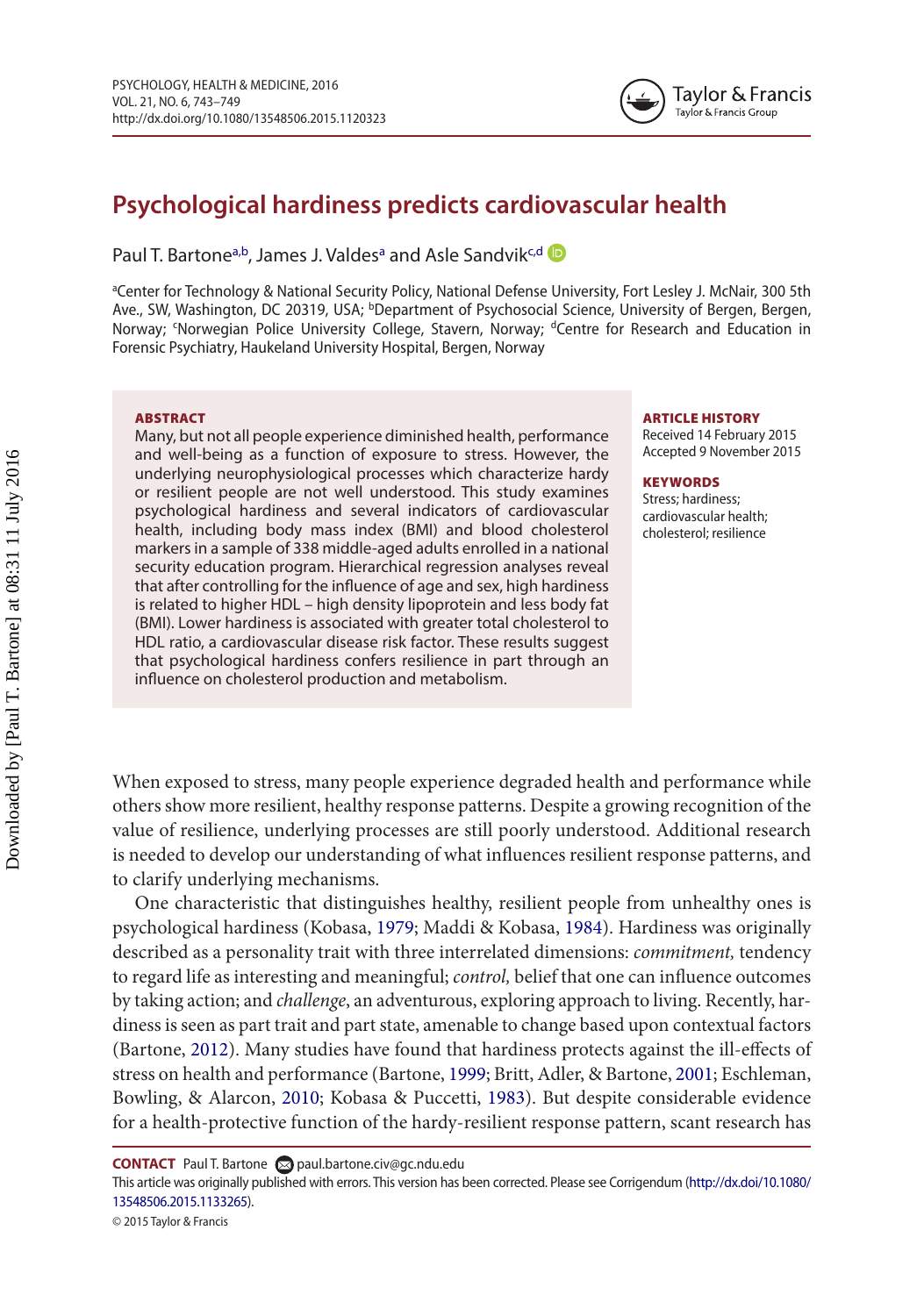# Psychological hardiness predicts cardiovascular health

Paul T. Bartone[a,b], James J. Valdes[a] and Asle Sandvik[c,d]

[a]Center for Technology & National Security Policy, National Defense University, Fort Lesley J. McNair, 300 5th Ave., SW, Washington, DC 20319, USA; [b]Department of Psychosocial Science, University of Bergen, Bergen, Norway; [c]Norwegian Police University College, Stavern, Norway; [d]Centre for Research and Education in Forensic Psychiatry, Haukeland University Hospital, Bergen, Norway

**ABSTRACT**

Many, but not all people experience diminished health, performance and well-being as a function of exposure to stress. However, the underlying neurophysiological processes which characterize hardy or resilient people are not well understood. This study examines psychological hardiness and several indicators of cardiovascular health, including body mass index (BMI) and blood cholesterol markers in a sample of 338 middle-aged adults enrolled in a national security education program. Hierarchical regression analyses reveal that after controlling for the influence of age and sex, high hardiness is related to higher HDL – high density lipoprotein and less body fat (BMI). Lower hardiness is associated with greater total cholesterol to HDL ratio, a cardiovascular disease risk factor. These results suggest that psychological hardiness confers resilience in part through an influence on cholesterol production and metabolism.

**ARTICLE HISTORY**

Received 14 February 2015
Accepted 9 November 2015

**KEYWORDS**

Stress; hardiness; cardiovascular health; cholesterol; resilience

When exposed to stress, many people experience degraded health and performance while others show more resilient, healthy response patterns. Despite a growing recognition of the value of resilience, underlying processes are still poorly understood. Additional research is needed to develop our understanding of what influences resilient response patterns, and to clarify underlying mechanisms.

One characteristic that distinguishes healthy, resilient people from unhealthy ones is psychological hardiness (Kobasa, 1979; Maddi & Kobasa, 1984). Hardiness was originally described as a personality trait with three interrelated dimensions: *commitment*, tendency to regard life as interesting and meaningful; *control*, belief that one can influence outcomes by taking action; and *challenge*, an adventurous, exploring approach to living. Recently, hardiness is seen as part trait and part state, amenable to change based upon contextual factors (Bartone, 2012). Many studies have found that hardiness protects against the ill-effects of stress on health and performance (Bartone, 1999; Britt, Adler, & Bartone, 2001; Eschleman, Bowling, & Alarcon, 2010; Kobasa & Puccetti, 1983). But despite considerable evidence for a health-protective function of the hardy-resilient response pattern, scant research has

**CONTACT** Paul T. Bartone paul.bartone.civ@gc.ndu.edu

This article was originally published with errors. This version has been corrected. Please see Corrigendum (http://dx.doi/10.1080/13548506.2015.1133265).

© 2015 Taylor & Francis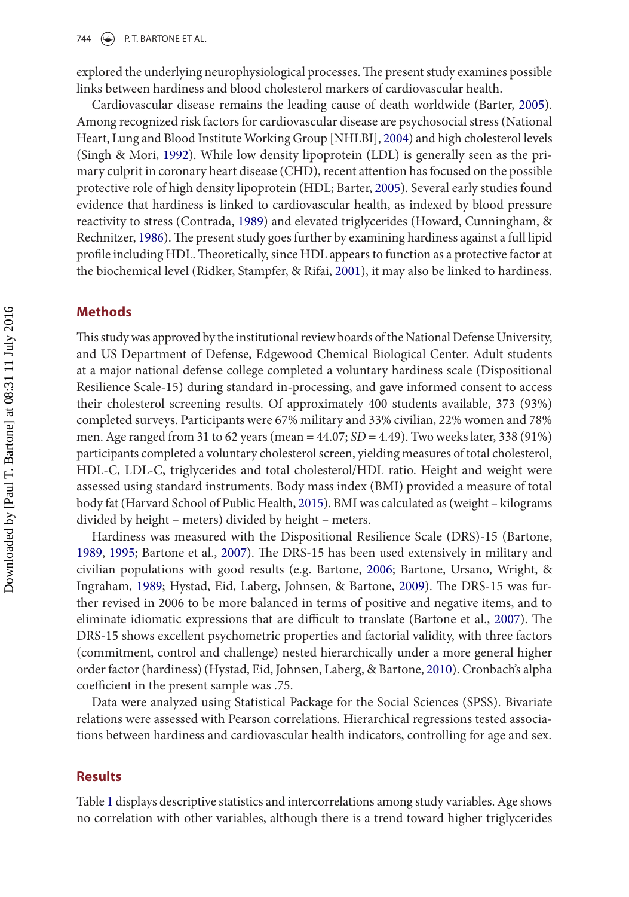explored the underlying neurophysiological processes. The present study examines possible links between hardiness and blood cholesterol markers of cardiovascular health.

Cardiovascular disease remains the leading cause of death worldwide (Barter, 2005). Among recognized risk factors for cardiovascular disease are psychosocial stress (National Heart, Lung and Blood Institute Working Group [NHLBI], 2004) and high cholesterol levels (Singh & Mori, 1992). While low density lipoprotein (LDL) is generally seen as the primary culprit in coronary heart disease (CHD), recent attention has focused on the possible protective role of high density lipoprotein (HDL; Barter, 2005). Several early studies found evidence that hardiness is linked to cardiovascular health, as indexed by blood pressure reactivity to stress (Contrada, 1989) and elevated triglycerides (Howard, Cunningham, & Rechnitzer, 1986). The present study goes further by examining hardiness against a full lipid profile including HDL. Theoretically, since HDL appears to function as a protective factor at the biochemical level (Ridker, Stampfer, & Rifai, 2001), it may also be linked to hardiness.

## Methods

This study was approved by the institutional review boards of the National Defense University, and US Department of Defense, Edgewood Chemical Biological Center. Adult students at a major national defense college completed a voluntary hardiness scale (Dispositional Resilience Scale-15) during standard in-processing, and gave informed consent to access their cholesterol screening results. Of approximately 400 students available, 373 (93%) completed surveys. Participants were 67% military and 33% civilian, 22% women and 78% men. Age ranged from 31 to 62 years (mean = 44.07; *SD* = 4.49). Two weeks later, 338 (91%) participants completed a voluntary cholesterol screen, yielding measures of total cholesterol, HDL-C, LDL-C, triglycerides and total cholesterol/HDL ratio. Height and weight were assessed using standard instruments. Body mass index (BMI) provided a measure of total body fat (Harvard School of Public Health, 2015). BMI was calculated as (weight – kilograms divided by height – meters) divided by height – meters.

Hardiness was measured with the Dispositional Resilience Scale (DRS)-15 (Bartone, 1989, 1995; Bartone et al., 2007). The DRS-15 has been used extensively in military and civilian populations with good results (e.g. Bartone, 2006; Bartone, Ursano, Wright, & Ingraham, 1989; Hystad, Eid, Laberg, Johnsen, & Bartone, 2009). The DRS-15 was further revised in 2006 to be more balanced in terms of positive and negative items, and to eliminate idiomatic expressions that are difficult to translate (Bartone et al., 2007). The DRS-15 shows excellent psychometric properties and factorial validity, with three factors (commitment, control and challenge) nested hierarchically under a more general higher order factor (hardiness) (Hystad, Eid, Johnsen, Laberg, & Bartone, 2010). Cronbach's alpha coefficient in the present sample was .75.

Data were analyzed using Statistical Package for the Social Sciences (SPSS). Bivariate relations were assessed with Pearson correlations. Hierarchical regressions tested associations between hardiness and cardiovascular health indicators, controlling for age and sex.

## Results

Table 1 displays descriptive statistics and intercorrelations among study variables. Age shows no correlation with other variables, although there is a trend toward higher triglycerides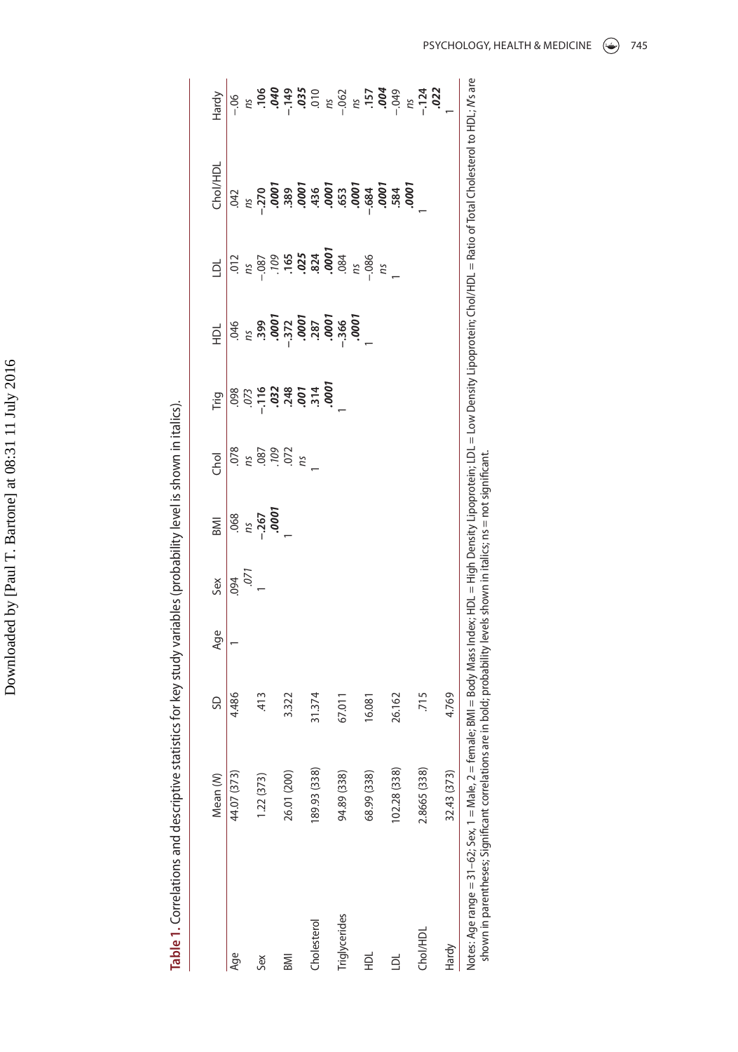**Table 1.** Correlations and descriptive statistics for key study variables (probability level is shown in italics).

| | Mean (N) | SD | Age | Sex | BMI | Chol | Trig | HDL | LDL | Chol/HDL | Hardy |
|---|---|---|---|---|---|---|---|---|---|---|---|
| Age | 44.07 (373) | 4.486 | 1 | .094<br>*.071* | .068<br>*ns* | .078<br>*ns* | .098<br>*.073* | .046<br>*ns* | .012<br>*ns* | .042<br>*ns* | –.06<br>*ns* |
| Sex | 1.22 (373) | .413 | | 1 | **–.267**<br>***.0001*** | .087<br>*.109* | **–.116**<br>***.032*** | **.399**<br>***.0001*** | –.087<br>*.109* | **–.270**<br>***.0001*** | **.106**<br>***.040*** |
| BMI | 26.01 (200) | 3.322 | | | 1 | .072<br>*ns* | **.248**<br>***.001*** | **–.372**<br>***.0001*** | **.165**<br>***.025*** | **.389**<br>***.0001*** | **–.149**<br>***.035*** |
| Cholesterol | 189.93 (338) | 31.374 | | | | 1 | **.314**<br>***.0001*** | **.287**<br>***.0001*** | **.824**<br>***.0001*** | **.436**<br>***.0001*** | .010<br>*ns* |
| Triglycerides | 94.89 (338) | 67.011 | | | | | 1 | **–.366**<br>***.0001*** | .084<br>*ns* | **.653**<br>***.0001*** | –.062<br>*ns* |
| HDL | 68.99 (338) | 16.081 | | | | | | 1 | –.086<br>*ns* | **–.684**<br>***.0001*** | **.157**<br>***.004*** |
| LDL | 102.28 (338) | 26.162 | | | | | | | 1 | **.584**<br>***.0001*** | –.049<br>*ns* |
| Chol/HDL | 2.8665 (338) | .715 | | | | | | | | 1 | **–.124**<br>***.022*** |
| Hardy | 32.43 (373) | 4.769 | | | | | | | | | 1 |

Notes: Age range = 31–62; Sex, 1 = Male, 2 = female; BMI = Body Mass Index; HDL = High Density Lipoprotein; LDL = Low Density Lipoprotein; Chol/HDL = Ratio of Total Cholesterol to HDL; *N*s are shown in parentheses; Significant correlations are in bold; probability levels shown in italics; ns = not significant.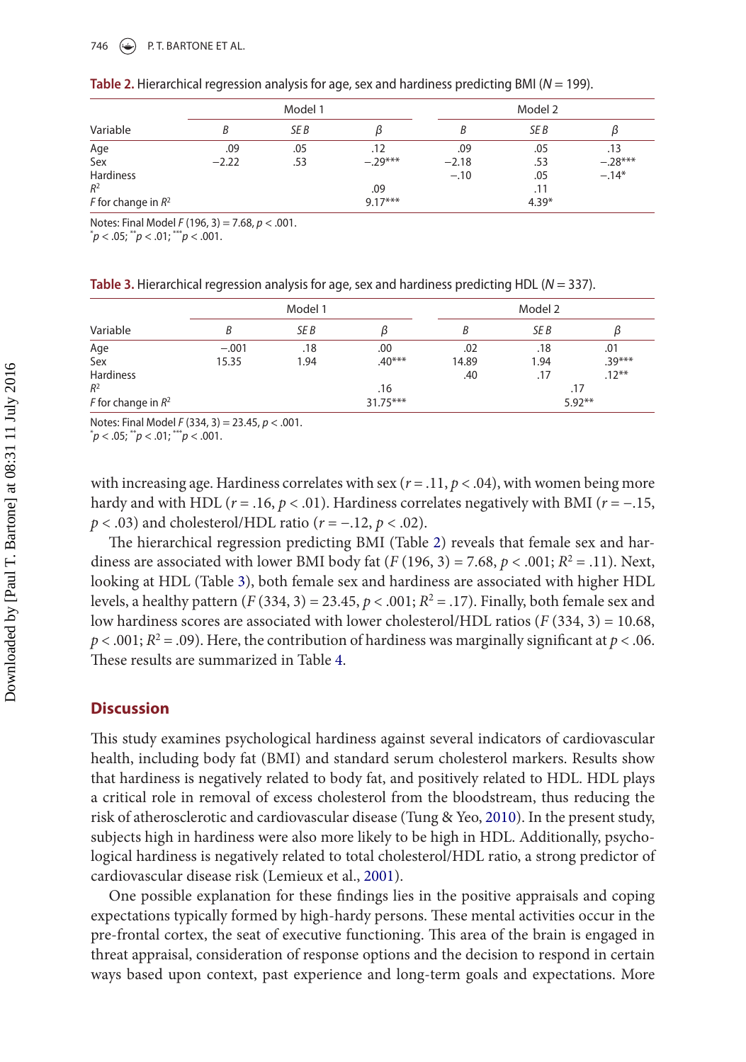**Table 2.** Hierarchical regression analysis for age, sex and hardiness predicting BMI ($N = 199$).

| | Model 1 | | | Model 2 | | |
|---|---|---|---|---|---|---|
| Variable | $B$ | $SE\,B$ | $\beta$ | $B$ | $SE\,B$ | $\beta$ |
| Age | .09 | .05 | .12 | .09 | .05 | .13 |
| Sex | −2.22 | .53 | −.29*** | −2.18 | .53 | −.28*** |
| Hardiness | | | | −.10 | .05 | −.14* |
| $R^2$ | | | .09 | | .11 | |
| $F$ for change in $R^2$ | | | 9.17*** | | 4.39* | |

Notes: Final Model $F$ (196, 3) = 7.68, $p < .001$.
*$p < .05$; **$p < .01$; ***$p < .001$.

**Table 3.** Hierarchical regression analysis for age, sex and hardiness predicting HDL ($N = 337$).

| | Model 1 | | | Model 2 | | |
|---|---|---|---|---|---|---|
| Variable | $B$ | $SE\,B$ | $\beta$ | $B$ | $SE\,B$ | $\beta$ |
| Age | −.001 | .18 | .00 | .02 | .18 | .01 |
| Sex | 15.35 | 1.94 | .40*** | 14.89 | 1.94 | .39*** |
| Hardiness | | | | .40 | .17 | .12** |
| $R^2$ | | | .16 | | .17 | |
| $F$ for change in $R^2$ | | | 31.75*** | | 5.92** | |

Notes: Final Model $F$ (334, 3) = 23.45, $p < .001$.
*$p < .05$; **$p < .01$; ***$p < .001$.

with increasing age. Hardiness correlates with sex ($r = .11$, $p < .04$), with women being more hardy and with HDL ($r = .16$, $p < .01$). Hardiness correlates negatively with BMI ($r = -.15$, $p < .03$) and cholesterol/HDL ratio ($r = -.12$, $p < .02$).

The hierarchical regression predicting BMI (Table 2) reveals that female sex and hardiness are associated with lower BMI body fat ($F$ (196, 3) = 7.68, $p < .001$; $R^2 = .11$). Next, looking at HDL (Table 3), both female sex and hardiness are associated with higher HDL levels, a healthy pattern ($F$ (334, 3) = 23.45, $p < .001$; $R^2 = .17$). Finally, both female sex and low hardiness scores are associated with lower cholesterol/HDL ratios ($F$ (334, 3) = 10.68, $p < .001$; $R^2 = .09$). Here, the contribution of hardiness was marginally significant at $p < .06$. These results are summarized in Table 4.

## Discussion

This study examines psychological hardiness against several indicators of cardiovascular health, including body fat (BMI) and standard serum cholesterol markers. Results show that hardiness is negatively related to body fat, and positively related to HDL. HDL plays a critical role in removal of excess cholesterol from the bloodstream, thus reducing the risk of atherosclerotic and cardiovascular disease (Tung & Yeo, 2010). In the present study, subjects high in hardiness were also more likely to be high in HDL. Additionally, psychological hardiness is negatively related to total cholesterol/HDL ratio, a strong predictor of cardiovascular disease risk (Lemieux et al., 2001).

One possible explanation for these findings lies in the positive appraisals and coping expectations typically formed by high-hardy persons. These mental activities occur in the pre-frontal cortex, the seat of executive functioning. This area of the brain is engaged in threat appraisal, consideration of response options and the decision to respond in certain ways based upon context, past experience and long-term goals and expectations. More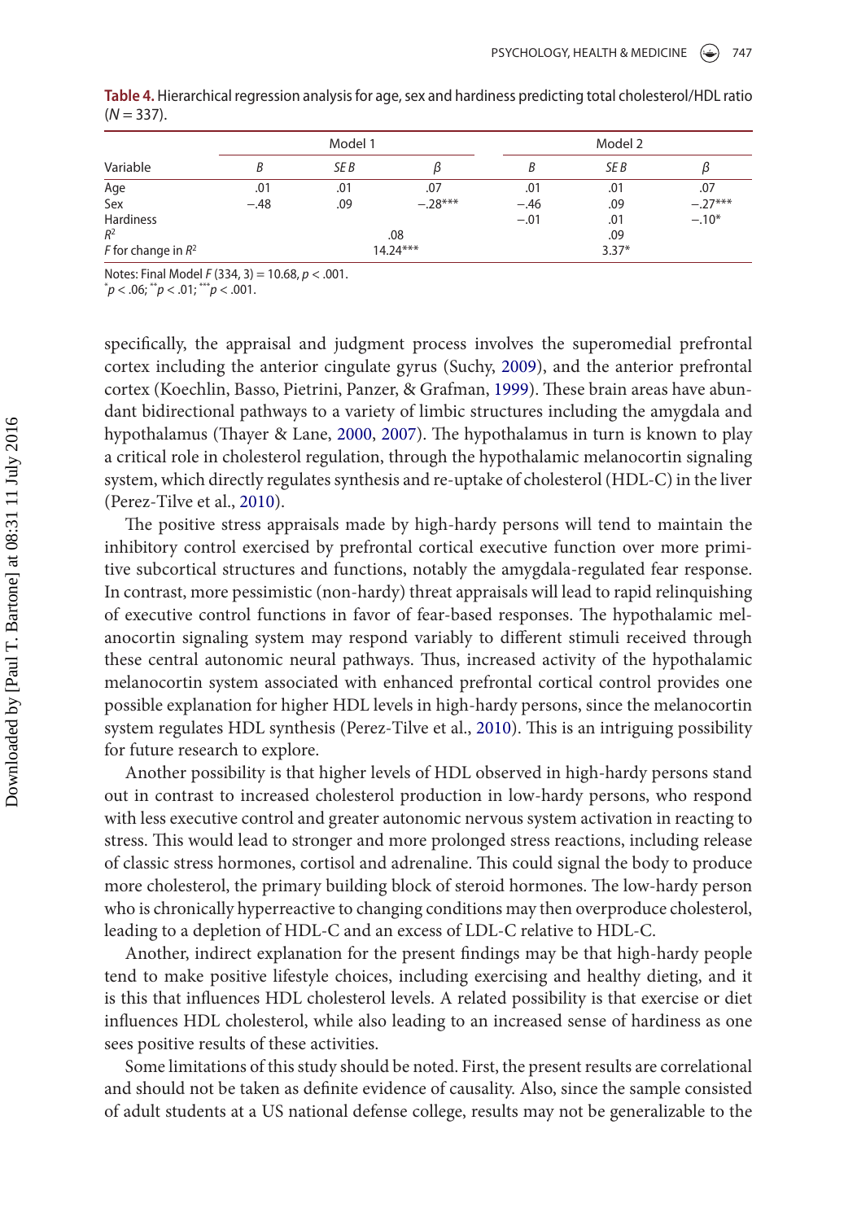**Table 4.** Hierarchical regression analysis for age, sex and hardiness predicting total cholesterol/HDL ratio ($N = 337$).

| Variable | Model 1 | | | Model 2 | | |
|---|---|---|---|---|---|---|
| | $B$ | $SE\ B$ | $\beta$ | $B$ | $SE\ B$ | $\beta$ |
| Age | .01 | .01 | .07 | .01 | .01 | .07 |
| Sex | −.48 | .09 | −.28*** | −.46 | .09 | −.27*** |
| Hardiness | | | | −.01 | .01 | −.10* |
| $R^2$ | | .08 | | | .09 | |
| $F$ for change in $R^2$ | | 14.24*** | | | 3.37* | |

Notes: Final Model $F$ (334, 3) = 10.68, $p < .001$.
*$p < .06$; **$p < .01$; ***$p < .001$.

specifically, the appraisal and judgment process involves the superomedial prefrontal cortex including the anterior cingulate gyrus (Suchy, 2009), and the anterior prefrontal cortex (Koechlin, Basso, Pietrini, Panzer, & Grafman, 1999). These brain areas have abundant bidirectional pathways to a variety of limbic structures including the amygdala and hypothalamus (Thayer & Lane, 2000, 2007). The hypothalamus in turn is known to play a critical role in cholesterol regulation, through the hypothalamic melanocortin signaling system, which directly regulates synthesis and re-uptake of cholesterol (HDL-C) in the liver (Perez-Tilve et al., 2010).

The positive stress appraisals made by high-hardy persons will tend to maintain the inhibitory control exercised by prefrontal cortical executive function over more primitive subcortical structures and functions, notably the amygdala-regulated fear response. In contrast, more pessimistic (non-hardy) threat appraisals will lead to rapid relinquishing of executive control functions in favor of fear-based responses. The hypothalamic melanocortin signaling system may respond variably to different stimuli received through these central autonomic neural pathways. Thus, increased activity of the hypothalamic melanocortin system associated with enhanced prefrontal cortical control provides one possible explanation for higher HDL levels in high-hardy persons, since the melanocortin system regulates HDL synthesis (Perez-Tilve et al., 2010). This is an intriguing possibility for future research to explore.

Another possibility is that higher levels of HDL observed in high-hardy persons stand out in contrast to increased cholesterol production in low-hardy persons, who respond with less executive control and greater autonomic nervous system activation in reacting to stress. This would lead to stronger and more prolonged stress reactions, including release of classic stress hormones, cortisol and adrenaline. This could signal the body to produce more cholesterol, the primary building block of steroid hormones. The low-hardy person who is chronically hyperreactive to changing conditions may then overproduce cholesterol, leading to a depletion of HDL-C and an excess of LDL-C relative to HDL-C.

Another, indirect explanation for the present findings may be that high-hardy people tend to make positive lifestyle choices, including exercising and healthy dieting, and it is this that influences HDL cholesterol levels. A related possibility is that exercise or diet influences HDL cholesterol, while also leading to an increased sense of hardiness as one sees positive results of these activities.

Some limitations of this study should be noted. First, the present results are correlational and should not be taken as definite evidence of causality. Also, since the sample consisted of adult students at a US national defense college, results may not be generalizable to the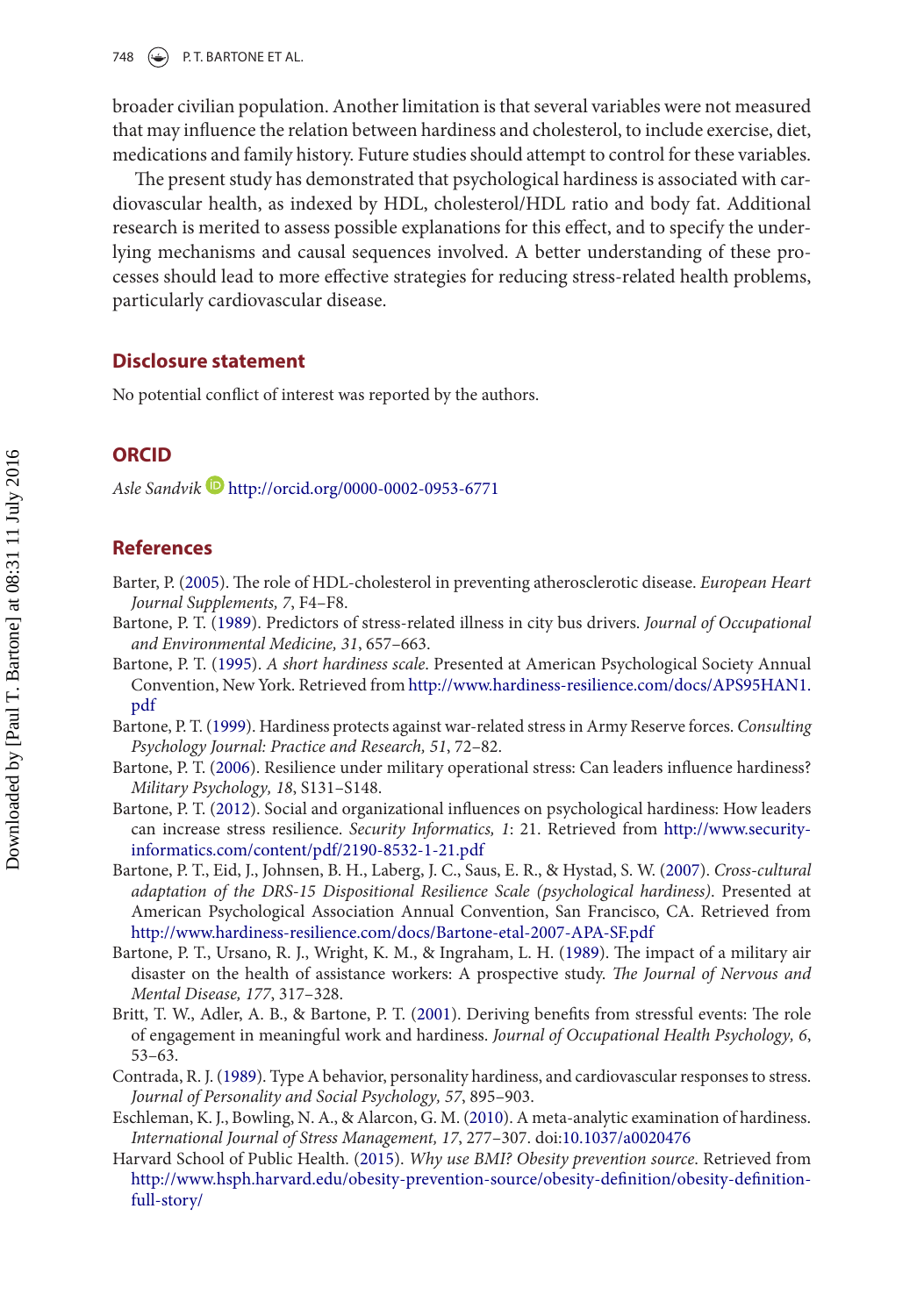broader civilian population. Another limitation is that several variables were not measured that may influence the relation between hardiness and cholesterol, to include exercise, diet, medications and family history. Future studies should attempt to control for these variables.

The present study has demonstrated that psychological hardiness is associated with cardiovascular health, as indexed by HDL, cholesterol/HDL ratio and body fat. Additional research is merited to assess possible explanations for this effect, and to specify the underlying mechanisms and causal sequences involved. A better understanding of these processes should lead to more effective strategies for reducing stress-related health problems, particularly cardiovascular disease.

## Disclosure statement

No potential conflict of interest was reported by the authors.

## ORCID

*Asle Sandvik* http://orcid.org/0000-0002-0953-6771

## References

Barter, P. (2005). The role of HDL-cholesterol in preventing atherosclerotic disease. *European Heart Journal Supplements, 7*, F4–F8.

Bartone, P. T. (1989). Predictors of stress-related illness in city bus drivers. *Journal of Occupational and Environmental Medicine, 31*, 657–663.

Bartone, P. T. (1995). *A short hardiness scale*. Presented at American Psychological Society Annual Convention, New York. Retrieved from http://www.hardiness-resilience.com/docs/APS95HAN1.pdf

Bartone, P. T. (1999). Hardiness protects against war-related stress in Army Reserve forces. *Consulting Psychology Journal: Practice and Research, 51*, 72–82.

Bartone, P. T. (2006). Resilience under military operational stress: Can leaders influence hardiness? *Military Psychology, 18*, S131–S148.

Bartone, P. T. (2012). Social and organizational influences on psychological hardiness: How leaders can increase stress resilience. *Security Informatics, 1*: 21. Retrieved from http://www.security-informatics.com/content/pdf/2190-8532-1-21.pdf

Bartone, P. T., Eid, J., Johnsen, B. H., Laberg, J. C., Saus, E. R., & Hystad, S. W. (2007). *Cross-cultural adaptation of the DRS-15 Dispositional Resilience Scale (psychological hardiness)*. Presented at American Psychological Association Annual Convention, San Francisco, CA. Retrieved from http://www.hardiness-resilience.com/docs/Bartone-etal-2007-APA-SF.pdf

Bartone, P. T., Ursano, R. J., Wright, K. M., & Ingraham, L. H. (1989). The impact of a military air disaster on the health of assistance workers: A prospective study. *The Journal of Nervous and Mental Disease, 177*, 317–328.

Britt, T. W., Adler, A. B., & Bartone, P. T. (2001). Deriving benefits from stressful events: The role of engagement in meaningful work and hardiness. *Journal of Occupational Health Psychology, 6*, 53–63.

Contrada, R. J. (1989). Type A behavior, personality hardiness, and cardiovascular responses to stress. *Journal of Personality and Social Psychology, 57*, 895–903.

Eschleman, K. J., Bowling, N. A., & Alarcon, G. M. (2010). A meta-analytic examination of hardiness. *International Journal of Stress Management, 17*, 277–307. doi:10.1037/a0020476

Harvard School of Public Health. (2015). *Why use BMI? Obesity prevention source*. Retrieved from http://www.hsph.harvard.edu/obesity-prevention-source/obesity-definition/obesity-definition-full-story/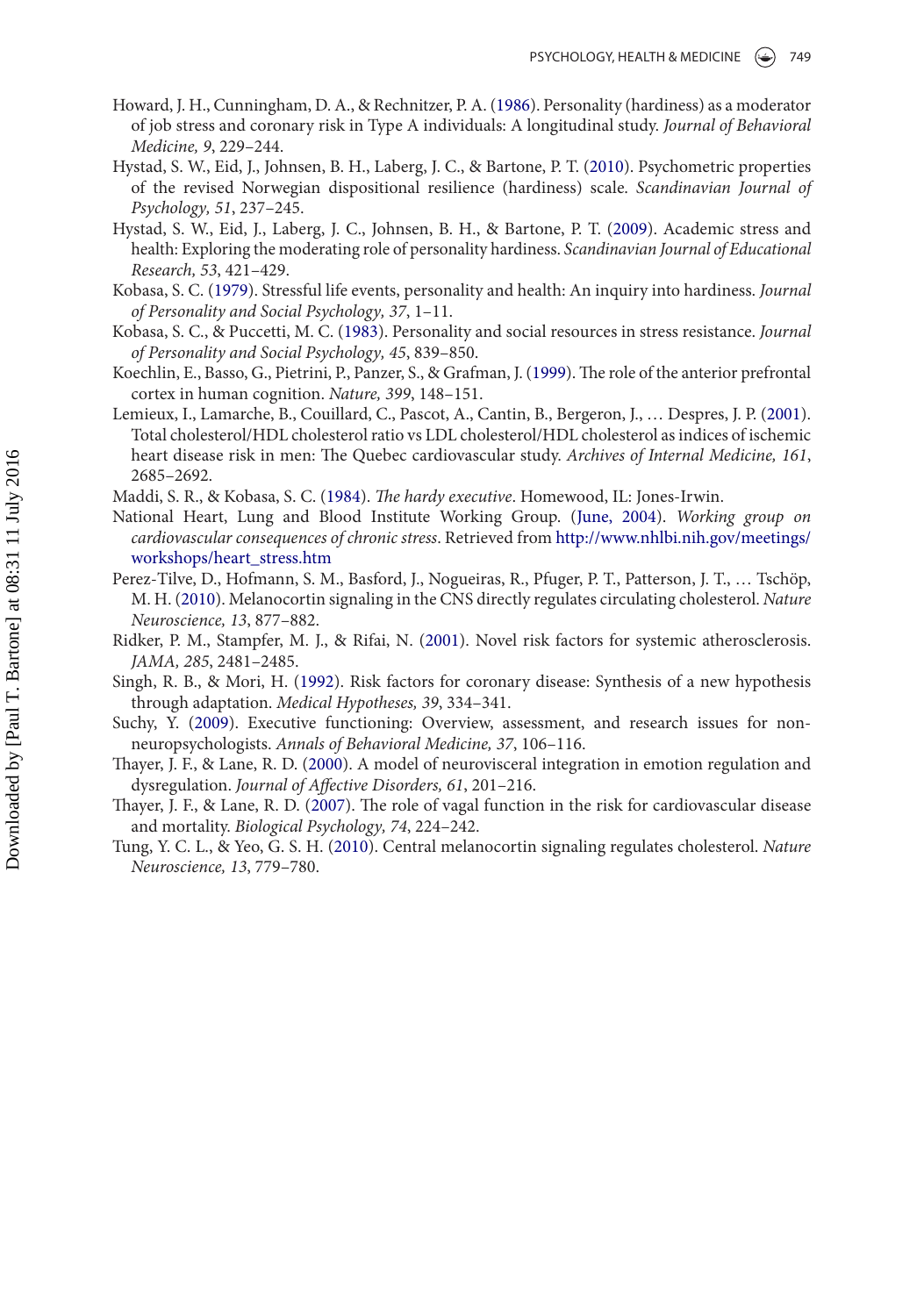Howard, J. H., Cunningham, D. A., & Rechnitzer, P. A. (1986). Personality (hardiness) as a moderator of job stress and coronary risk in Type A individuals: A longitudinal study. *Journal of Behavioral Medicine, 9*, 229–244.

Hystad, S. W., Eid, J., Johnsen, B. H., Laberg, J. C., & Bartone, P. T. (2010). Psychometric properties of the revised Norwegian dispositional resilience (hardiness) scale. *Scandinavian Journal of Psychology, 51*, 237–245.

Hystad, S. W., Eid, J., Laberg, J. C., Johnsen, B. H., & Bartone, P. T. (2009). Academic stress and health: Exploring the moderating role of personality hardiness. *Scandinavian Journal of Educational Research, 53*, 421–429.

Kobasa, S. C. (1979). Stressful life events, personality and health: An inquiry into hardiness. *Journal of Personality and Social Psychology, 37*, 1–11.

Kobasa, S. C., & Puccetti, M. C. (1983). Personality and social resources in stress resistance. *Journal of Personality and Social Psychology, 45*, 839–850.

Koechlin, E., Basso, G., Pietrini, P., Panzer, S., & Grafman, J. (1999). The role of the anterior prefrontal cortex in human cognition. *Nature, 399*, 148–151.

Lemieux, I., Lamarche, B., Couillard, C., Pascot, A., Cantin, B., Bergeron, J., … Despres, J. P. (2001). Total cholesterol/HDL cholesterol ratio vs LDL cholesterol/HDL cholesterol as indices of ischemic heart disease risk in men: The Quebec cardiovascular study. *Archives of Internal Medicine, 161*, 2685–2692.

Maddi, S. R., & Kobasa, S. C. (1984). *The hardy executive*. Homewood, IL: Jones-Irwin.

National Heart, Lung and Blood Institute Working Group. (June, 2004). *Working group on cardiovascular consequences of chronic stress*. Retrieved from http://www.nhlbi.nih.gov/meetings/workshops/heart_stress.htm

Perez-Tilve, D., Hofmann, S. M., Basford, J., Nogueiras, R., Pfuger, P. T., Patterson, J. T., … Tschöp, M. H. (2010). Melanocortin signaling in the CNS directly regulates circulating cholesterol. *Nature Neuroscience, 13*, 877–882.

Ridker, P. M., Stampfer, M. J., & Rifai, N. (2001). Novel risk factors for systemic atherosclerosis. *JAMA, 285*, 2481–2485.

Singh, R. B., & Mori, H. (1992). Risk factors for coronary disease: Synthesis of a new hypothesis through adaptation. *Medical Hypotheses, 39*, 334–341.

Suchy, Y. (2009). Executive functioning: Overview, assessment, and research issues for non-neuropsychologists. *Annals of Behavioral Medicine, 37*, 106–116.

Thayer, J. F., & Lane, R. D. (2000). A model of neurovisceral integration in emotion regulation and dysregulation. *Journal of Affective Disorders, 61*, 201–216.

Thayer, J. F., & Lane, R. D. (2007). The role of vagal function in the risk for cardiovascular disease and mortality. *Biological Psychology, 74*, 224–242.

Tung, Y. C. L., & Yeo, G. S. H. (2010). Central melanocortin signaling regulates cholesterol. *Nature Neuroscience, 13*, 779–780.